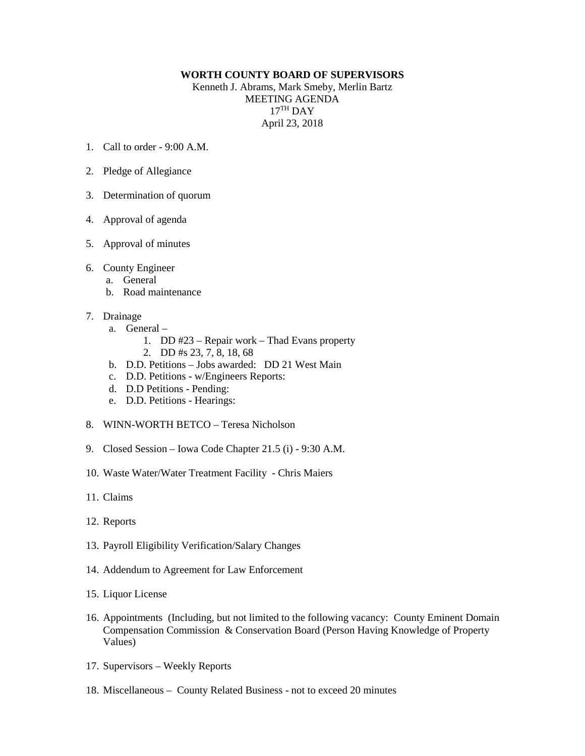**WORTH COUNTY BOARD OF SUPERVISORS**

Kenneth J. Abrams, Mark Smeby, Merlin Bartz

MEETING AGENDA

17TH DAY

April 23, 2018

1. Call to order - 9:00 A.M.

2. Pledge of Allegiance

3. Determination of quorum

4. Approval of agenda

5. Approval of minutes

6. County Engineer
   a. General
   b. Road maintenance

7. Drainage
   a. General –
      1. DD #23 – Repair work – Thad Evans property
      2. DD #s 23, 7, 8, 18, 68
   b. D.D. Petitions – Jobs awarded: DD 21 West Main
   c. D.D. Petitions - w/Engineers Reports:
   d. D.D Petitions - Pending:
   e. D.D. Petitions - Hearings:

8. WINN-WORTH BETCO – Teresa Nicholson

9. Closed Session – Iowa Code Chapter 21.5 (i) - 9:30 A.M.

10. Waste Water/Water Treatment Facility - Chris Maiers

11. Claims

12. Reports

13. Payroll Eligibility Verification/Salary Changes

14. Addendum to Agreement for Law Enforcement

15. Liquor License

16. Appointments (Including, but not limited to the following vacancy: County Eminent Domain Compensation Commission & Conservation Board (Person Having Knowledge of Property Values)

17. Supervisors – Weekly Reports

18. Miscellaneous – County Related Business - not to exceed 20 minutes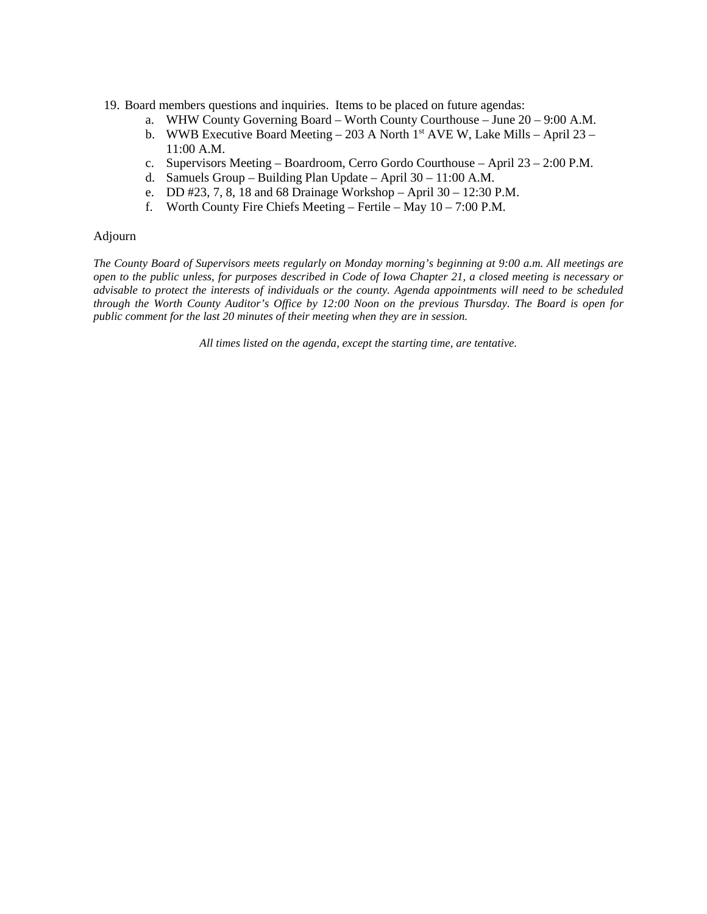19. Board members questions and inquiries. Items to be placed on future agendas:
    a. WHW County Governing Board – Worth County Courthouse – June 20 – 9:00 A.M.
    b. WWB Executive Board Meeting – 203 A North 1st AVE W, Lake Mills – April 23 – 11:00 A.M.
    c. Supervisors Meeting – Boardroom, Cerro Gordo Courthouse – April 23 – 2:00 P.M.
    d. Samuels Group – Building Plan Update – April 30 – 11:00 A.M.
    e. DD #23, 7, 8, 18 and 68 Drainage Workshop – April 30 – 12:30 P.M.
    f. Worth County Fire Chiefs Meeting – Fertile – May 10 – 7:00 P.M.

Adjourn

*The County Board of Supervisors meets regularly on Monday morning's beginning at 9:00 a.m. All meetings are open to the public unless, for purposes described in Code of Iowa Chapter 21, a closed meeting is necessary or advisable to protect the interests of individuals or the county. Agenda appointments will need to be scheduled through the Worth County Auditor's Office by 12:00 Noon on the previous Thursday. The Board is open for public comment for the last 20 minutes of their meeting when they are in session.*

*All times listed on the agenda, except the starting time, are tentative.*